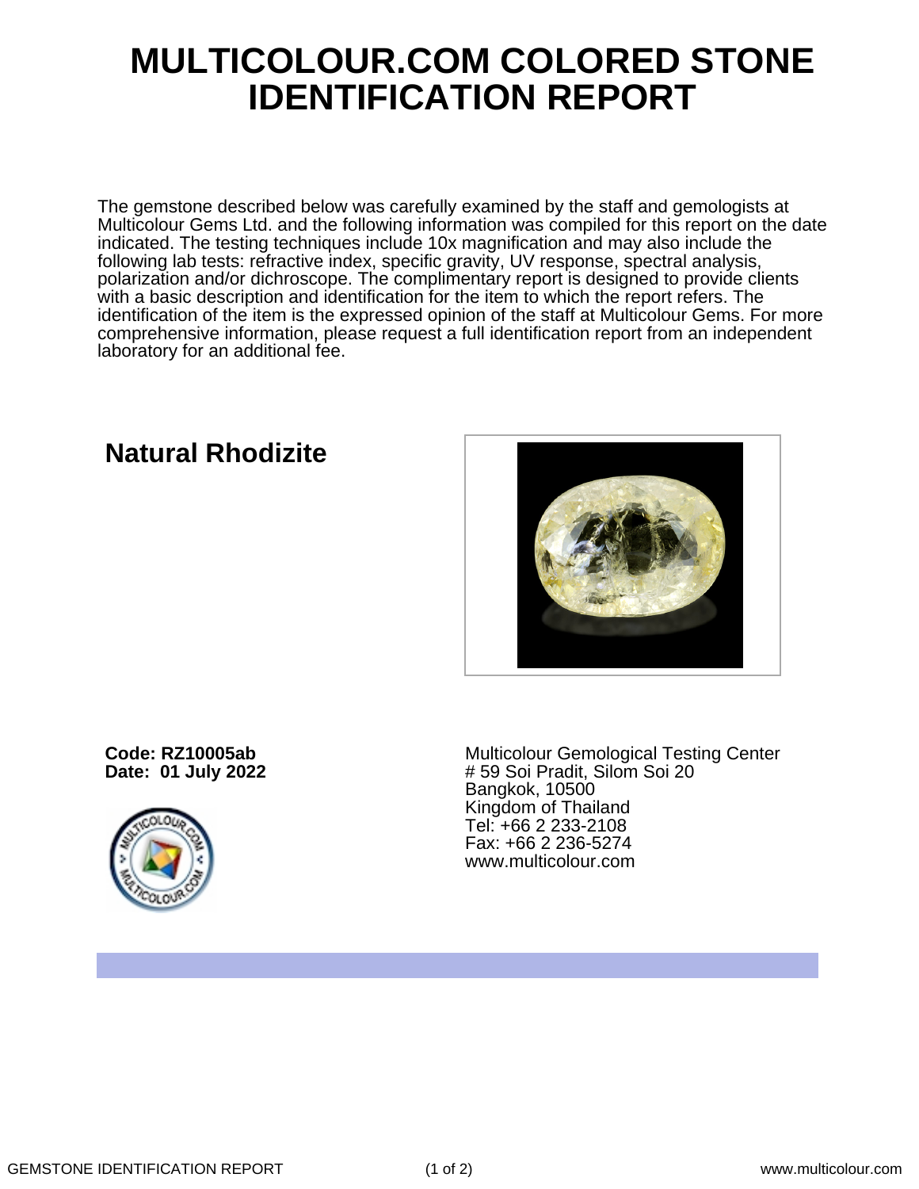# MULTICOLOUR.COM COLORED STONE IDENTIFICATION REPORT

The gemstone described below was carefully examined by the staff and gemologists at Multicolour Gems Ltd. and the following information was compiled for this report on the date indicated. The testing techniques include 10x magnification and may also include the following lab tests: refractive index, specific gravity, UV response, spectral analysis, polarization and/or dichroscope. The complimentary report is designed to provide clients with a basic description and identification for the item to which the report refers. The identification of the item is the expressed opinion of the staff at Multicolour Gems. For more comprehensive information, please request a full identification report from an independent laboratory for an additional fee.

## Natural Rhodizite

**Code: RZ10005ab**
**Date: 01 July 2022**

Multicolour Gemological Testing Center
# 59 Soi Pradit, Silom Soi 20
Bangkok, 10500
Kingdom of Thailand
Tel: +66 2 233-2108
Fax: +66 2 236-5274
www.multicolour.com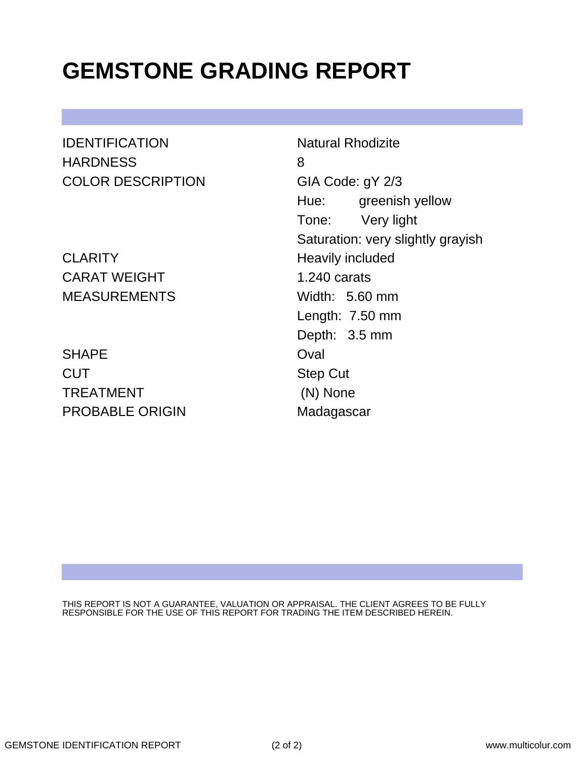# GEMSTONE GRADING REPORT

| | |
|---|---|
| IDENTIFICATION | Natural Rhodizite |
| HARDNESS | 8 |
| COLOR DESCRIPTION | GIA Code: gY 2/3 |
| | Hue: greenish yellow |
| | Tone: Very light |
| | Saturation: very slightly grayish |
| CLARITY | Heavily included |
| CARAT WEIGHT | 1.240 carats |
| MEASUREMENTS | Width: 5.60 mm |
| | Length: 7.50 mm |
| | Depth: 3.5 mm |
| SHAPE | Oval |
| CUT | Step Cut |
| TREATMENT | (N) None |
| PROBABLE ORIGIN | Madagascar |

THIS REPORT IS NOT A GUARANTEE, VALUATION OR APPRAISAL. THE CLIENT AGREES TO BE FULLY RESPONSIBLE FOR THE USE OF THIS REPORT FOR TRADING THE ITEM DESCRIBED HEREIN.